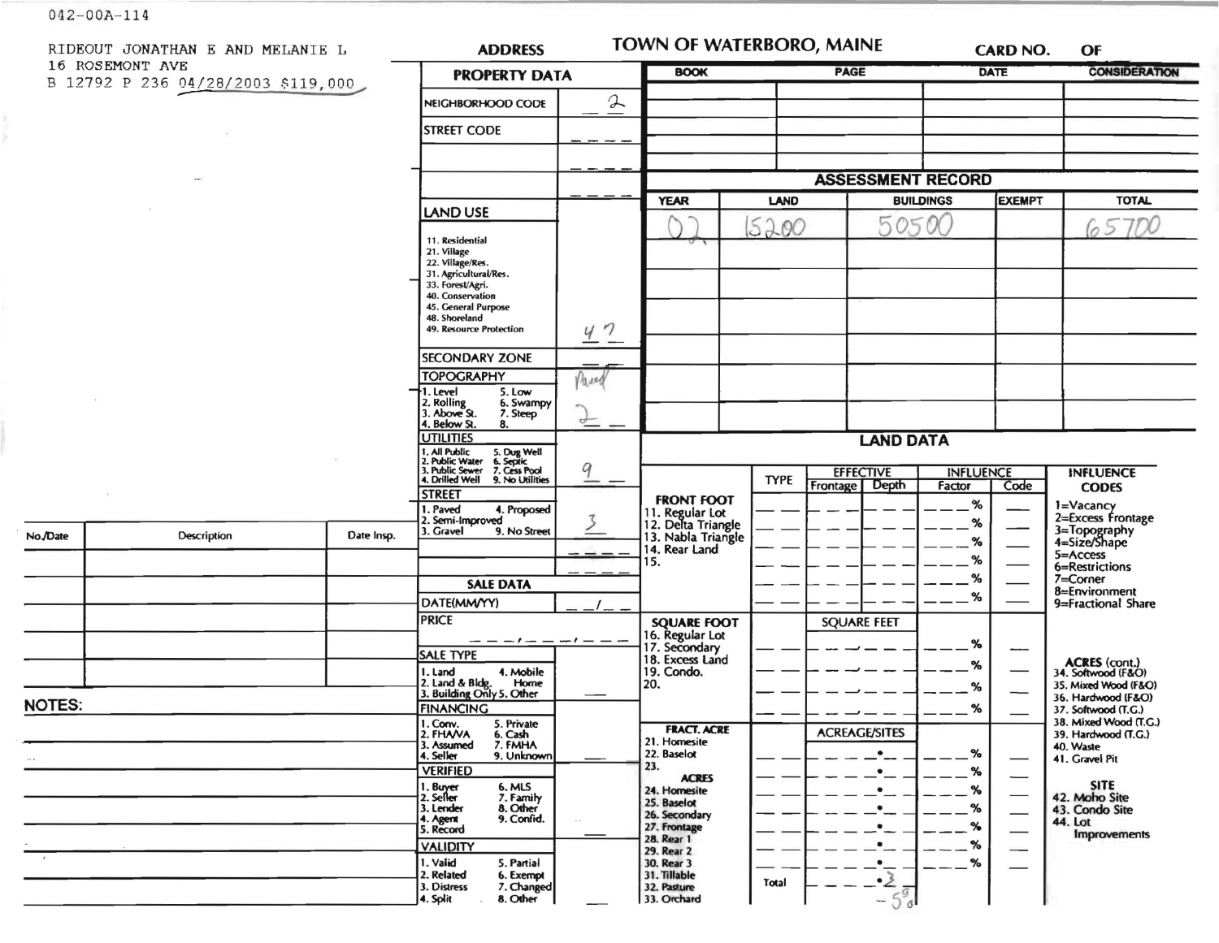042-00A-114

RIDEOUT JONATHAN E AND MELANIE L
16 ROSEMONT AVE
B 12792 P 236 04/28/2003 $119,000

# TOWN OF WATERBORO, MAINE

**ADDRESS** | **CARD NO.** | **OF**

## PROPERTY DATA

| Field | Value |
|---|---|
| NEIGHBORHOOD CODE | 2 |
| STREET CODE | |
| LAND USE (11. Residential, 21. Village, 22. Village/Res., 31. Agricultural/Res., 33. Forest/Agri., 40. Conservation, 45. General Purpose, 48. Shoreland, 49. Resource Protection) | 47 |
| SECONDARY ZONE | |
| TOPOGRAPHY (1. Level, 2. Rolling, 3. Above St., 4. Below St., 5. Low, 6. Swampy, 7. Steep, 8.) | Paved 2 |
| UTILITIES (1. All Public, 2. Public Water, 3. Public Sewer, 4. Drilled Well, 5. Dug Well, 6. Septic, 7. Cess Pool, 9. No Utilities) | 9 |
| STREET (1. Paved, 2. Semi-Improved, 3. Gravel, 4. Proposed, 9. No Street) | 3 |

## SALE DATA

| Field | Value |
|---|---|
| DATE(MM/YY) | |
| PRICE | |
| SALE TYPE (1. Land, 2. Land & Bldg., 3. Building Only, 4. Mobile Home, 5. Other) | |
| FINANCING (1. Conv., 2. FHA/VA, 3. Assumed, 4. Seller, 5. Private, 6. Cash, 7. FMHA, 9. Unknown) | |
| VERIFIED (1. Buyer, 2. Seller, 3. Lender, 4. Agent, 5. Record, 6. MLS, 7. Family, 8. Other, 9. Confid.) | |
| VALIDITY (1. Valid, 2. Related, 3. Distress, 4. Split, 5. Partial, 6. Exempt, 7. Changed, 8. Other) | |

| BOOK | PAGE | DATE | CONSIDERATION |
|---|---|---|---|
| | | | |

## ASSESSMENT RECORD

| YEAR | LAND | BUILDINGS | EXEMPT | TOTAL |
|---|---|---|---|---|
| 02 | 15200 | 50500 | | 65700 |

## LAND DATA

| | TYPE | EFFECTIVE Frontage | EFFECTIVE Depth | INFLUENCE Factor | INFLUENCE Code |
|---|---|---|---|---|---|
| FRONT FOOT (11. Regular Lot, 12. Delta Triangle, 13. Nabla Triangle, 14. Rear Land, 15.) | | | | % | |
| SQUARE FOOT (16. Regular Lot, 17. Secondary, 18. Excess Land, 19. Condo., 20.) | | SQUARE FEET | | % | |
| FRACT. ACRE (21. Homesite, 22. Baselot, 23.) ACRES (24. Homesite, 25. Baselot, 26. Secondary, 27. Frontage, 28. Rear 1, 29. Rear 2, 30. Rear 3, 31. Tillable, 32. Pasture, 33. Orchard) | | ACREAGE/SITES | | % | |
| | Total | .3 - 5 | | | |

**INFLUENCE CODES:** 1=Vacancy, 2=Excess Frontage, 3=Topography, 4=Size/Shape, 5=Access, 6=Restrictions, 7=Corner, 8=Environment, 9=Fractional Share

**ACRES (cont.)** 34. Softwood (F&O), 35. Mixed Wood (F&O), 36. Hardwood (F&O), 37. Softwood (T.G.), 38. Mixed Wood (T.G.), 39. Hardwood (T.G.), 40. Waste, 41. Gravel Pit

**SITE** 42. Moho Site, 43. Condo Site, 44. Lot Improvements

| No./Date | Description | Date Insp. |
|---|---|---|
| | | |

**NOTES:**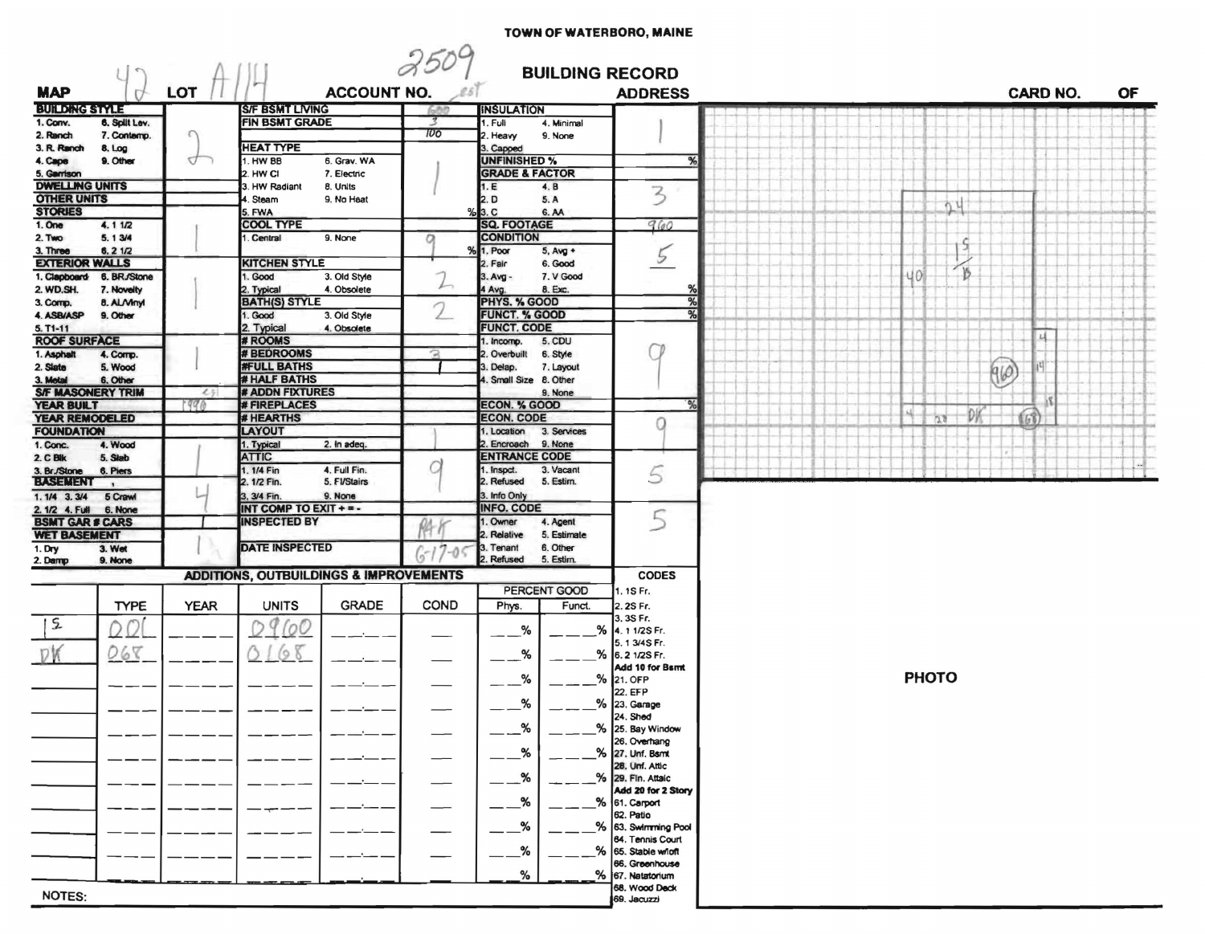TOWN OF WATERBORO, MAINE

# BUILDING RECORD

MAP 42 LOT A114 ACCOUNT NO. 2509 est ADDRESS CARD NO. OF

| Field | Value | Field | Value | Field | Value |
|---|---|---|---|---|---|
| **BUILDING STYLE** 1. Conv. 2. Ranch 3. R. Ranch 4. Cape 5. Garrison 6. Split Lev. 7. Contemp. 8. Log 9. Other | 2 | **S/F BSMT LIVING** | 600 | **INSULATION** 1. Full 2. Heavy 3. Capped 4. Minimal 9. None | 1 |
| **DWELLING UNITS** | | **FIN BSMT GRADE** | 3 100 | **UNFINISHED %** | % |
| **OTHER UNITS** | | **HEAT TYPE** 1. HW BB 2. HW CI 3. HW Radiant 4. Steam 5. FWA 6. Grav. WA 7. Electric 8. Units 9. No Heat | 1 % | **GRADE & FACTOR** 1. E 2. D 3. C 4. B 5. A 6. AA | 3 % |
| **STORIES** 1. One 2. Two 3. Three 4. 1 1/2 5. 1 3/4 6. 2 1/2 | 1 | **COOL TYPE** 1. Central 9. None | 9 % | **SQ. FOOTAGE** | 960 |
| **EXTERIOR WALLS** 1. Clapboard 2. WD.SH. 3. Comp. 4. ASB/ASP 5. T1-11 6. BR./Stone 7. Novelty 8. AL/Vinyl 9. Other | 1 | **KITCHEN STYLE** 1. Good 2. Typical 3. Old Style 4. Obsolete | 2 | **CONDITION** 1. Poor 2. Fair 3. Avg - 4 Avg. 5. Avg + 6. Good 7. V Good 8. Exc. | 5 |
| | | **BATH(S) STYLE** 1. Good 2. Typical 3. Old Style 4. Obsolete | 2 | **PHYS. % GOOD** | % |
| | | | | **FUNCT. % GOOD** | % |
| **ROOF SURFACE** 1. Asphalt 2. Slate 3. Metal 4. Comp. 5. Wood 6. Other | 1 | **# ROOMS** | | **FUNCT. CODE** 1. Incomp. 2. Overbuilt 3. Delap. 4. Small Size 5. CDU 6. Style 7. Layout 8. Other 9. None | 9 |
| | | **# BEDROOMS** | 3 | | |
| | | **#FULL BATHS** | 1 | | |
| **S/F MASONERY TRIM** | | **# HALF BATHS** | | | |
| **YEAR BUILT** | 1990 | **# ADDN FIXTURES** | | **ECON. % GOOD** | % |
| **YEAR REMODELED** | | **# FIREPLACES** | | **ECON. CODE** 1. Location 2. Encroach 3. Services 9. None | 9 |
| **FOUNDATION** 1. Conc. 2. C Blk 3. Br./Stone 4. Wood 5. Slab 6. Piers | 1 | **# HEARTHS** | | | |
| | | **LAYOUT** 1. Typical 2. In adeq. | 1 | **ENTRANCE CODE** 1. Inspct. 2. Refused 3. Info Only 4. Vacant 5. Estim. | 5 |
| **BASEMENT** 1. 1/4 2. 1/2 3. 3/4 4. Full 5 Crawl 6. None | 4 | **ATTIC** 1. 1/4 Fin 2. 1/2 Fin. 3. 3/4 Fin. 4. Full Fin. 5. Fl/Stairs 9. None | 9 | | |
| **BSMT GAR # CARS** | | **INT COMP TO EXIT + = -** | | **INFO. CODE** 1. Owner 2. Relative 3. Tenant 4. Agent 5. Estimate 6. Other | 5 |
| **WET BASEMENT** 1. Dry 2. Damp 3. Wet 9. None | 1 | **INSPECTED BY** | RAK | | |
| | | **DATE INSPECTED** | 6-17-05 | | |

Sketch: 24, 40, 1S/B, 960, 4, 14, 18, 4, 20, DK, 168

## ADDITIONS, OUTBUILDINGS & IMPROVEMENTS

| | TYPE | YEAR | UNITS | GRADE | COND | PERCENT GOOD Phys. | Funct. |
|---|---|---|---|---|---|---|---|
| 1S | 001 | | 0960 | | | % | % |
| DK | 068 | | 0168 | | | % | % |
| | | | | | | % | % |
| | | | | | | % | % |
| | | | | | | % | % |
| | | | | | | % | % |
| | | | | | | % | % |
| | | | | | | % | % |
| | | | | | | % | % |
| | | | | | | % | % |
| | | | | | | % | % |

**CODES**
1. 1S Fr.
2. 2S Fr.
3. 3S Fr.
4. 1 1/2S Fr.
5. 1 3/4S Fr.
6. 2 1/2S Fr.

Add 10 for Bsmt
21. OFP
22. EFP
23. Garage
24. Shed
25. Bay Window
26. Overhang
27. Unf. Bsmt
28. Unf. Attic
29. Fin. Attaic

Add 20 for 2 Story
61. Carport
62. Patio
63. Swimming Pool
64. Tennis Court
65. Stable w/loft
66. Greenhouse
67. Natatorium
68. Wood Deck
69. Jacuzzi

PHOTO

NOTES: